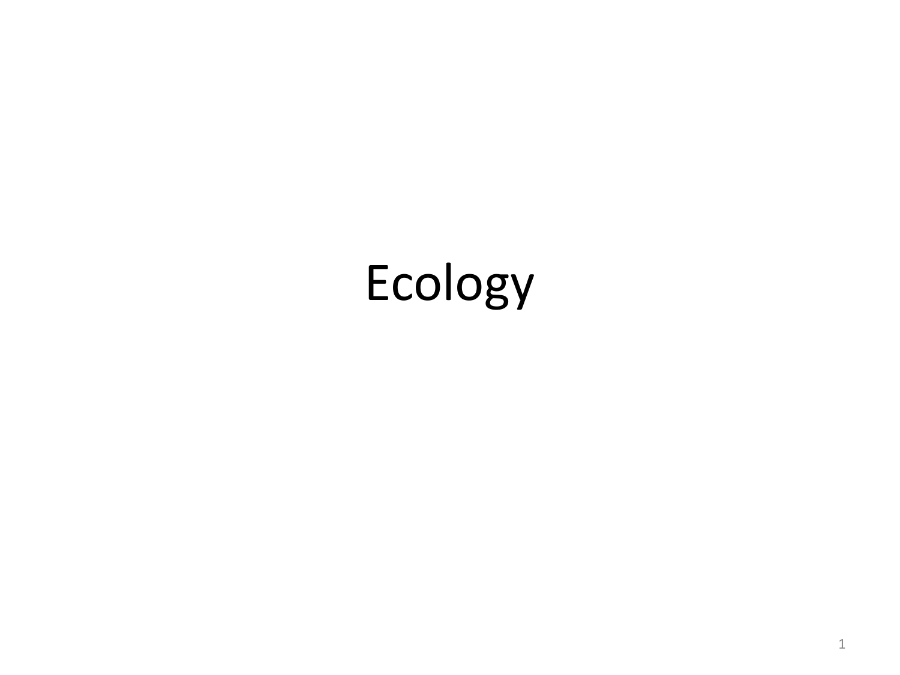# Ecology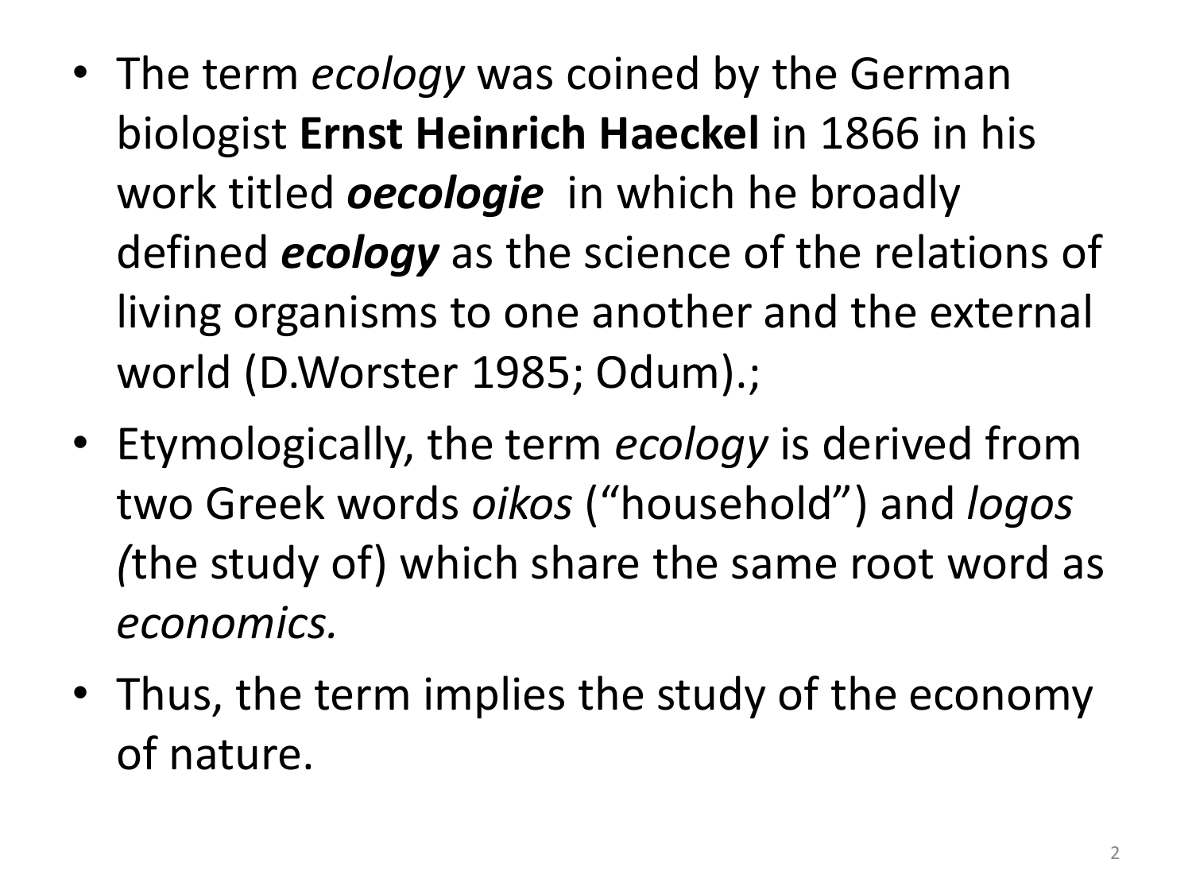- The term *ecology* was coined by the German biologist **Ernst Heinrich Haeckel** in 1866 in his work titled ***oecologie*** in which he broadly defined ***ecology*** as the science of the relations of living organisms to one another and the external world (D.Worster 1985; Odum).;
- Etymologically, the term *ecology* is derived from two Greek words *oikos* ("household") and *logos (*the study of) which share the same root word as *economics.*
- Thus, the term implies the study of the economy of nature.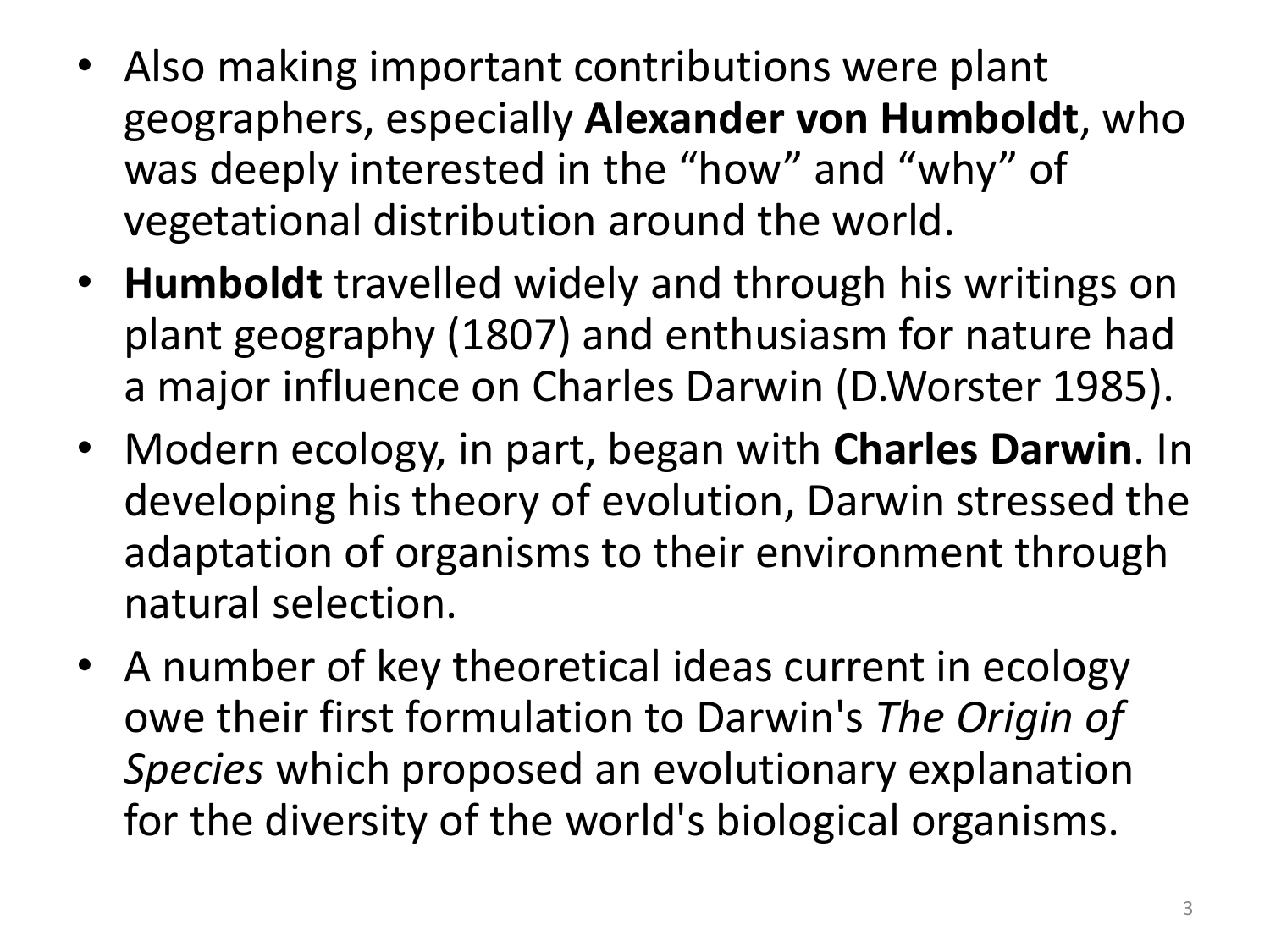- Also making important contributions were plant geographers, especially **Alexander von Humboldt**, who was deeply interested in the "how" and "why" of vegetational distribution around the world.
- **Humboldt** travelled widely and through his writings on plant geography (1807) and enthusiasm for nature had a major influence on Charles Darwin (D.Worster 1985).
- Modern ecology, in part, began with **Charles Darwin**. In developing his theory of evolution, Darwin stressed the adaptation of organisms to their environment through natural selection.
- A number of key theoretical ideas current in ecology owe their first formulation to Darwin's *The Origin of Species* which proposed an evolutionary explanation for the diversity of the world's biological organisms.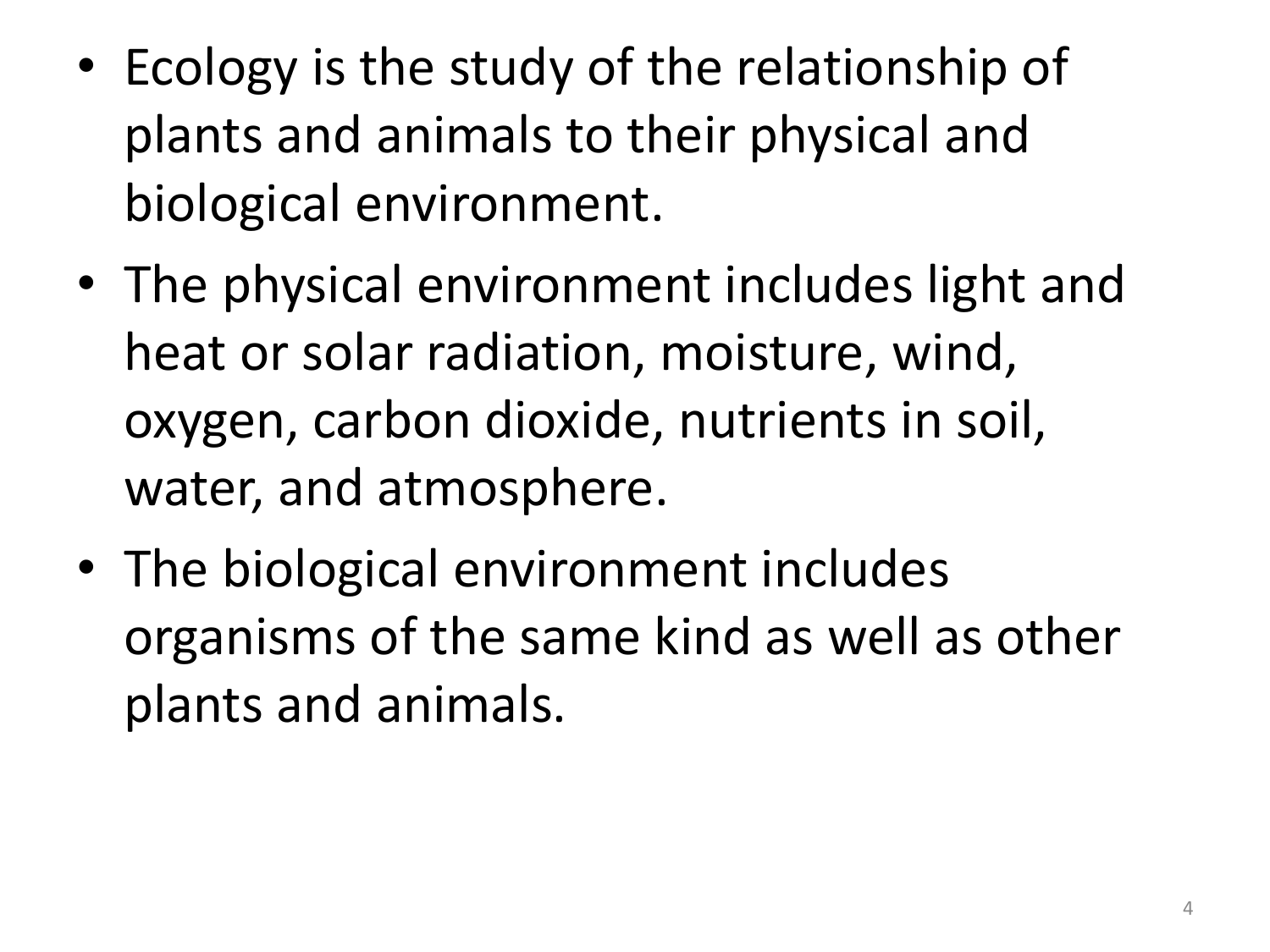- Ecology is the study of the relationship of plants and animals to their physical and biological environment.
- The physical environment includes light and heat or solar radiation, moisture, wind, oxygen, carbon dioxide, nutrients in soil, water, and atmosphere.
- The biological environment includes organisms of the same kind as well as other plants and animals.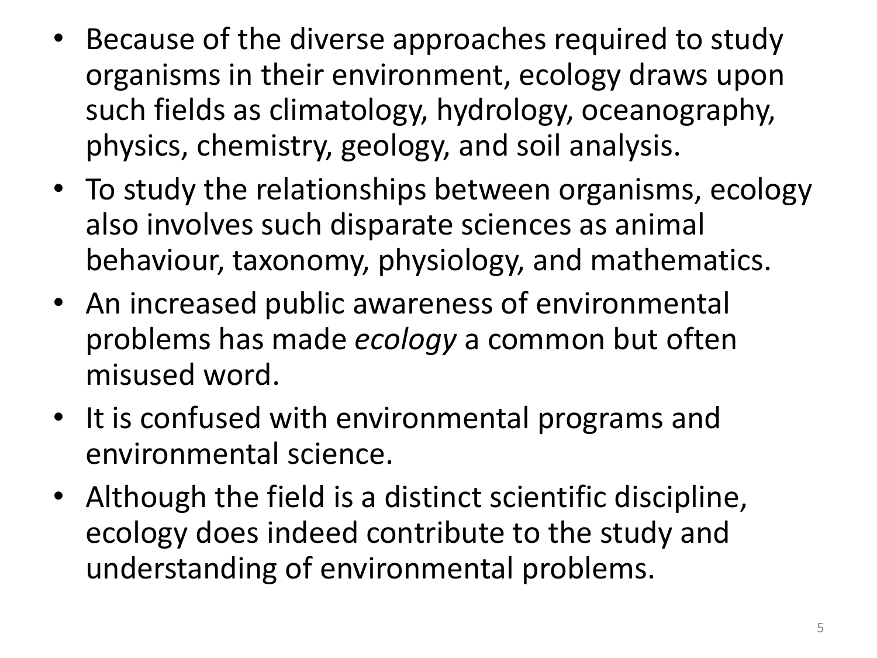- Because of the diverse approaches required to study organisms in their environment, ecology draws upon such fields as climatology, hydrology, oceanography, physics, chemistry, geology, and soil analysis.
- To study the relationships between organisms, ecology also involves such disparate sciences as animal behaviour, taxonomy, physiology, and mathematics.
- An increased public awareness of environmental problems has made *ecology* a common but often misused word.
- It is confused with environmental programs and environmental science.
- Although the field is a distinct scientific discipline, ecology does indeed contribute to the study and understanding of environmental problems.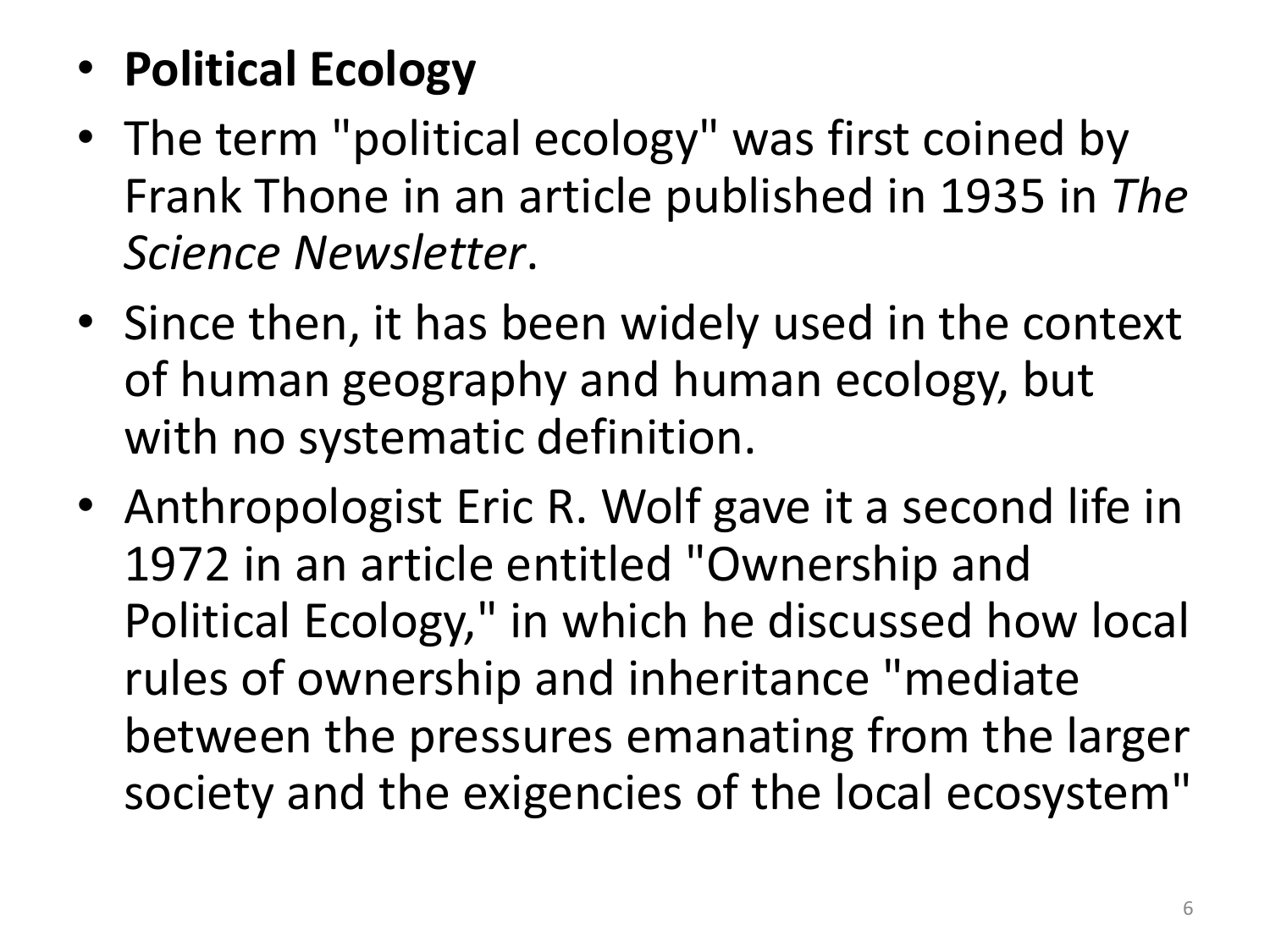- **Political Ecology**
- The term "political ecology" was first coined by Frank Thone in an article published in 1935 in *The Science Newsletter*.
- Since then, it has been widely used in the context of human geography and human ecology, but with no systematic definition.
- Anthropologist Eric R. Wolf gave it a second life in 1972 in an article entitled "Ownership and Political Ecology," in which he discussed how local rules of ownership and inheritance "mediate between the pressures emanating from the larger society and the exigencies of the local ecosystem"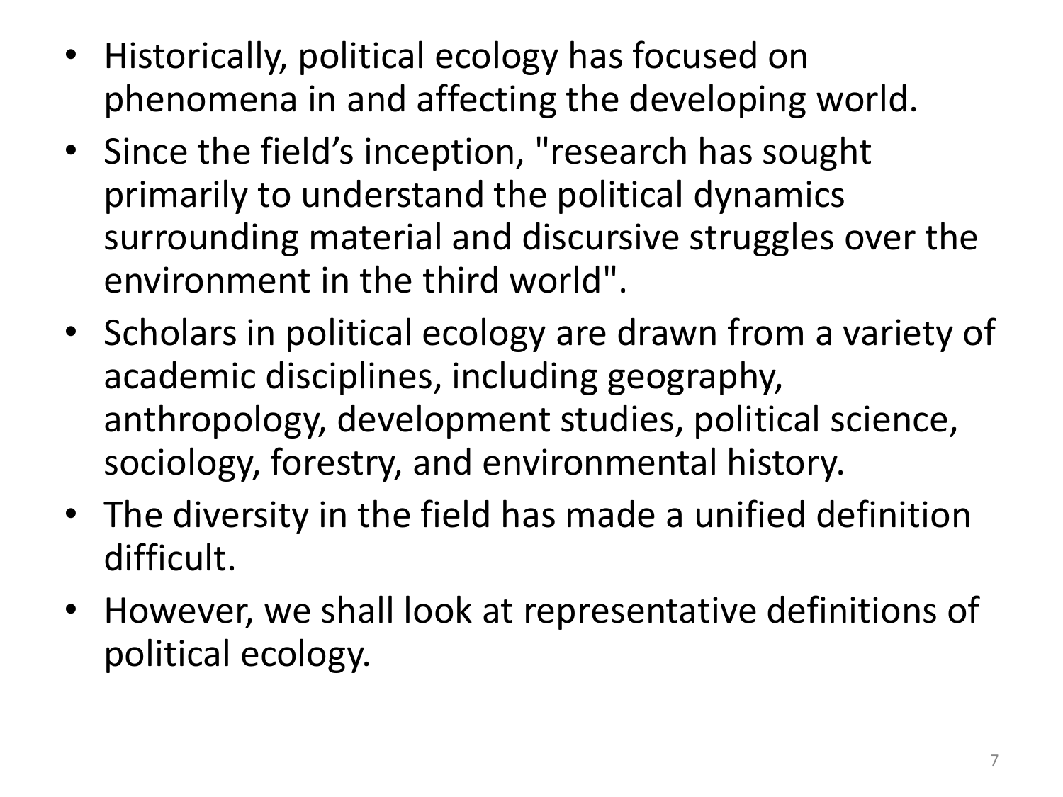- Historically, political ecology has focused on phenomena in and affecting the developing world.
- Since the field’s inception, "research has sought primarily to understand the political dynamics surrounding material and discursive struggles over the environment in the third world".
- Scholars in political ecology are drawn from a variety of academic disciplines, including geography, anthropology, development studies, political science, sociology, forestry, and environmental history.
- The diversity in the field has made a unified definition difficult.
- However, we shall look at representative definitions of political ecology.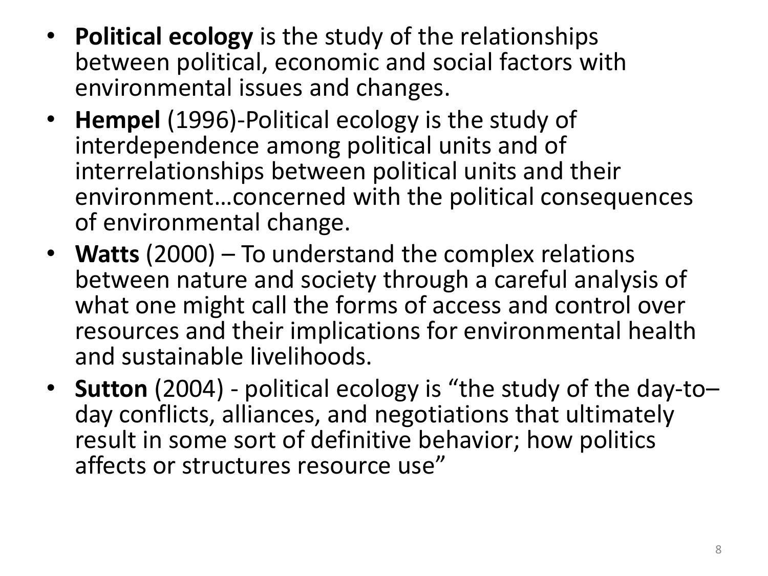- **Political ecology** is the study of the relationships between political, economic and social factors with environmental issues and changes.
- **Hempel** (1996)-Political ecology is the study of interdependence among political units and of interrelationships between political units and their environment…concerned with the political consequences of environmental change.
- **Watts** (2000) – To understand the complex relations between nature and society through a careful analysis of what one might call the forms of access and control over resources and their implications for environmental health and sustainable livelihoods.
- **Sutton** (2004) - political ecology is "the study of the day-to–day conflicts, alliances, and negotiations that ultimately result in some sort of definitive behavior; how politics affects or structures resource use"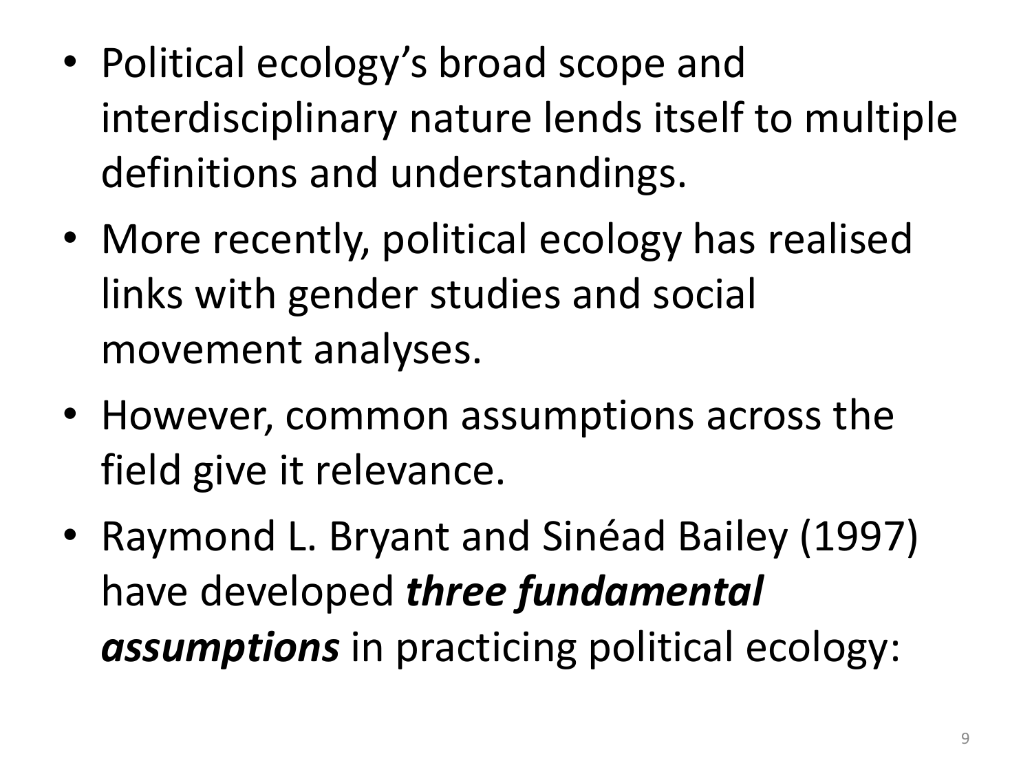- Political ecology's broad scope and interdisciplinary nature lends itself to multiple definitions and understandings.
- More recently, political ecology has realised links with gender studies and social movement analyses.
- However, common assumptions across the field give it relevance.
- Raymond L. Bryant and Sinéad Bailey (1997) have developed ***three fundamental assumptions*** in practicing political ecology: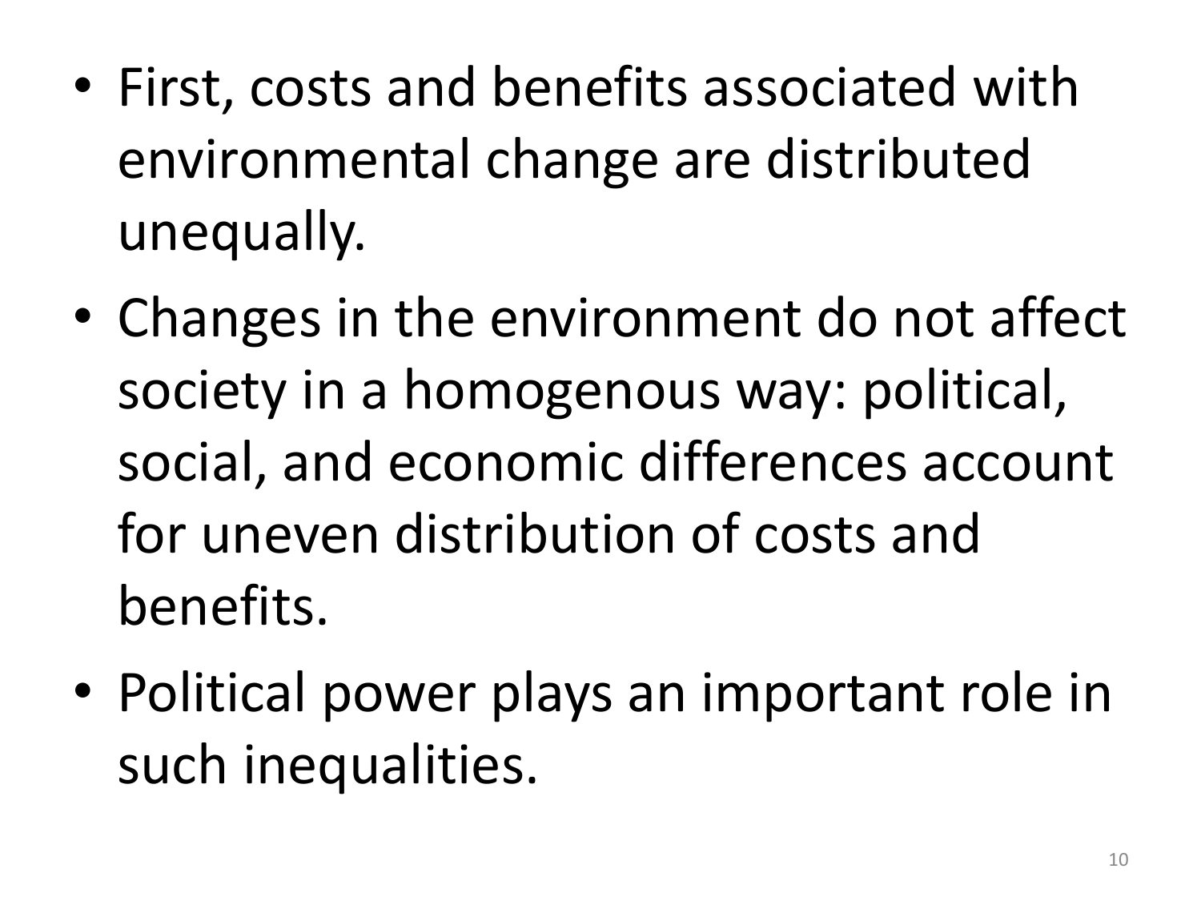- First, costs and benefits associated with environmental change are distributed unequally.
- Changes in the environment do not affect society in a homogenous way: political, social, and economic differences account for uneven distribution of costs and benefits.
- Political power plays an important role in such inequalities.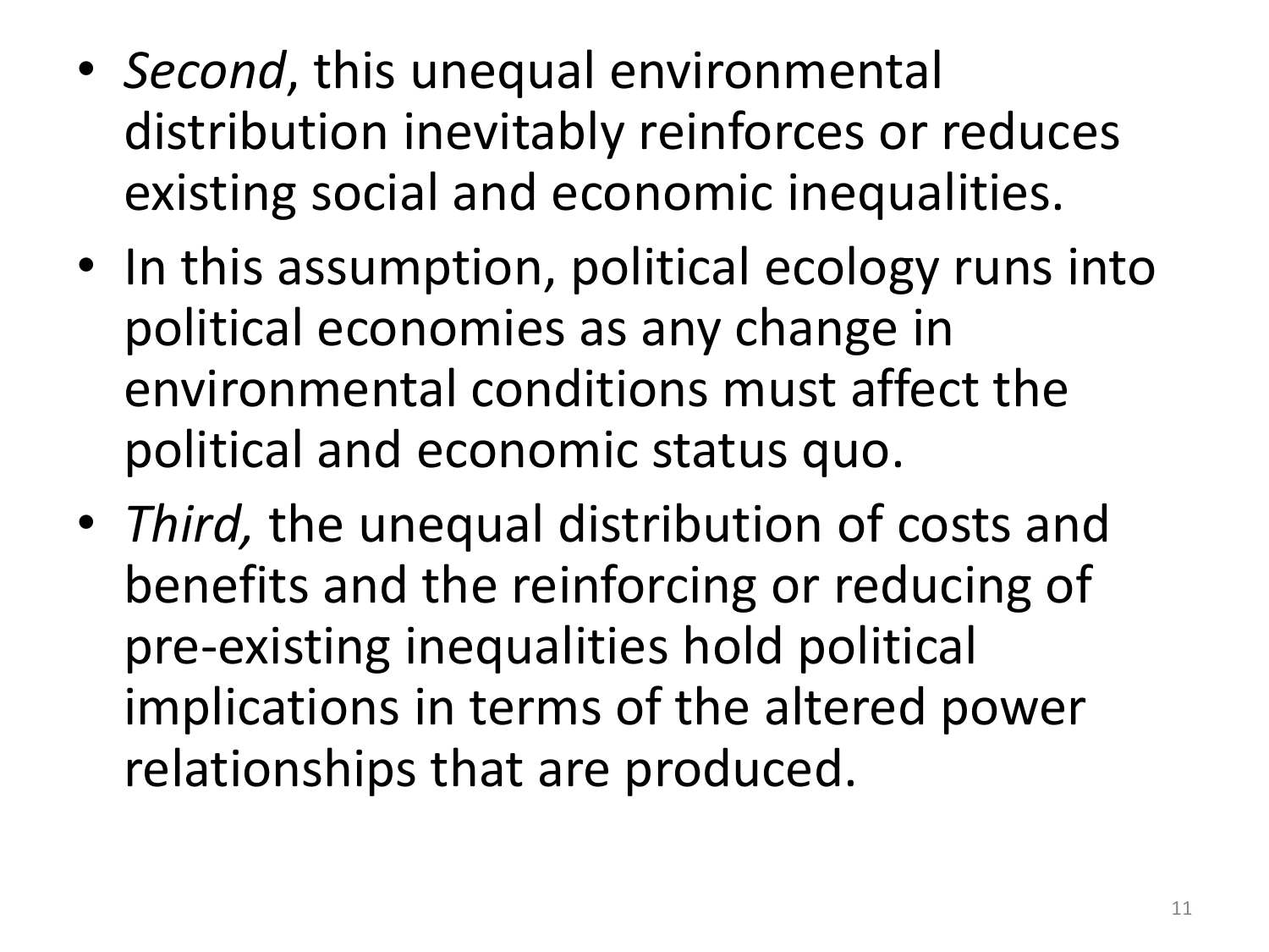- *Second*, this unequal environmental distribution inevitably reinforces or reduces existing social and economic inequalities.
- In this assumption, political ecology runs into political economies as any change in environmental conditions must affect the political and economic status quo.
- *Third,* the unequal distribution of costs and benefits and the reinforcing or reducing of pre-existing inequalities hold political implications in terms of the altered power relationships that are produced.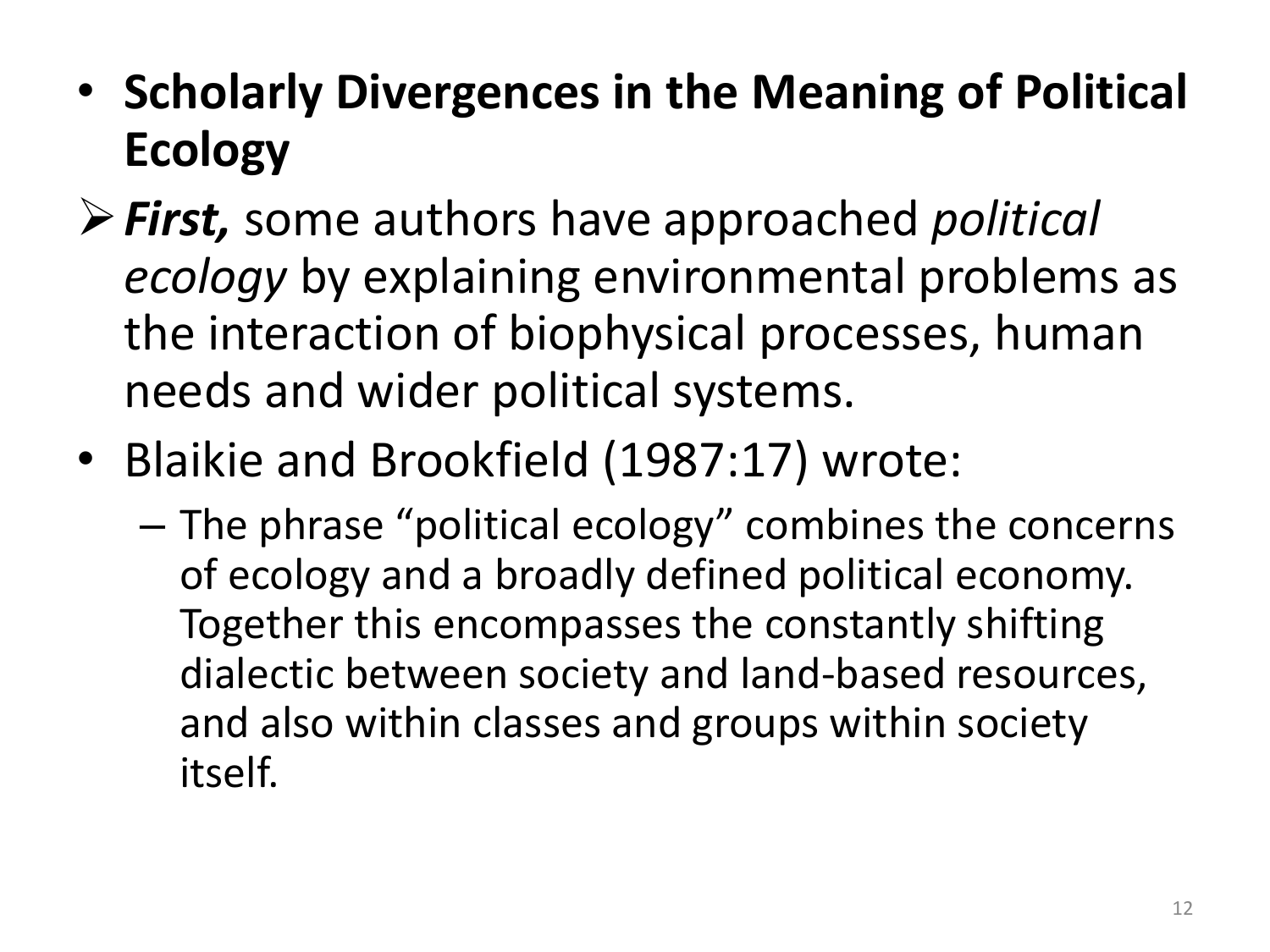- **Scholarly Divergences in the Meaning of Political Ecology**

➢ ***First,*** some authors have approached *political ecology* by explaining environmental problems as the interaction of biophysical processes, human needs and wider political systems.

- Blaikie and Brookfield (1987:17) wrote:
  - The phrase "political ecology" combines the concerns of ecology and a broadly defined political economy. Together this encompasses the constantly shifting dialectic between society and land-based resources, and also within classes and groups within society itself.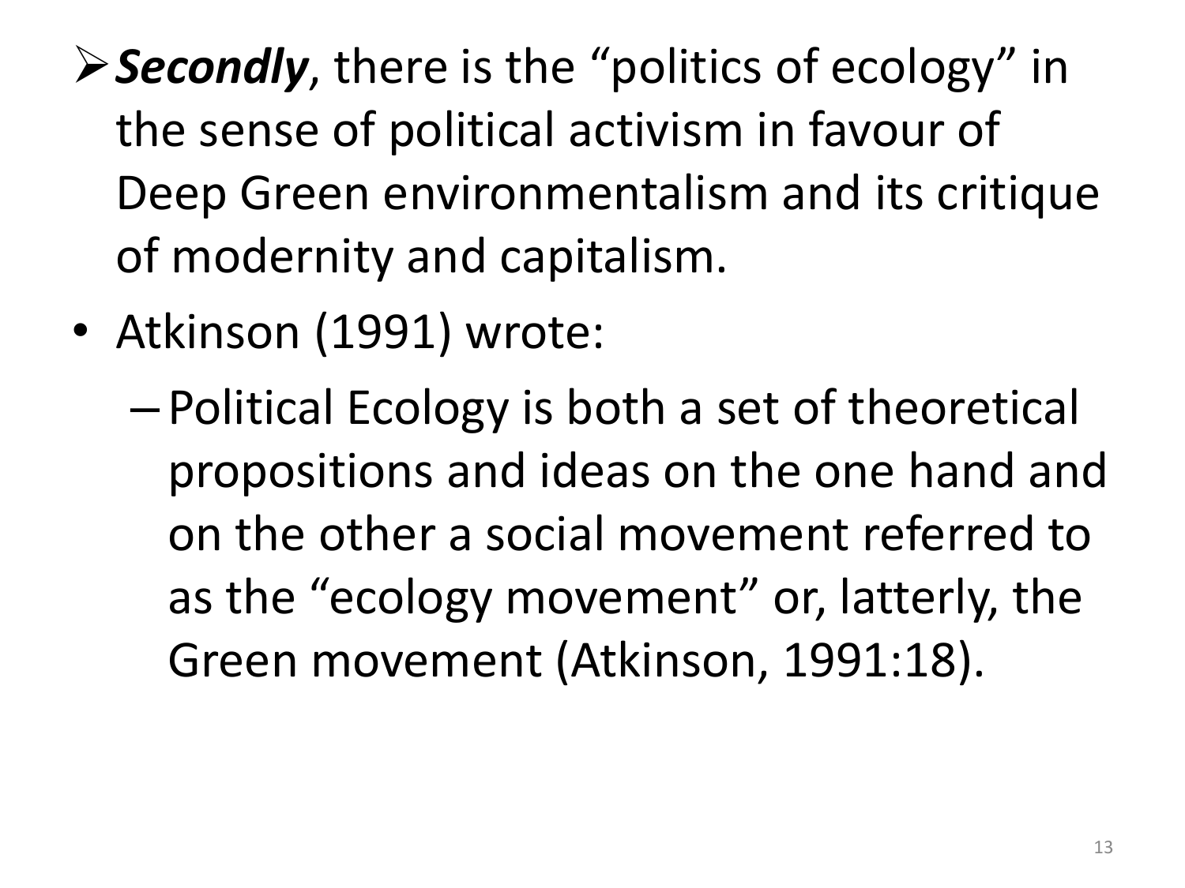- ***Secondly***, there is the "politics of ecology" in the sense of political activism in favour of Deep Green environmentalism and its critique of modernity and capitalism.

- Atkinson (1991) wrote:
  - Political Ecology is both a set of theoretical propositions and ideas on the one hand and on the other a social movement referred to as the "ecology movement" or, latterly, the Green movement (Atkinson, 1991:18).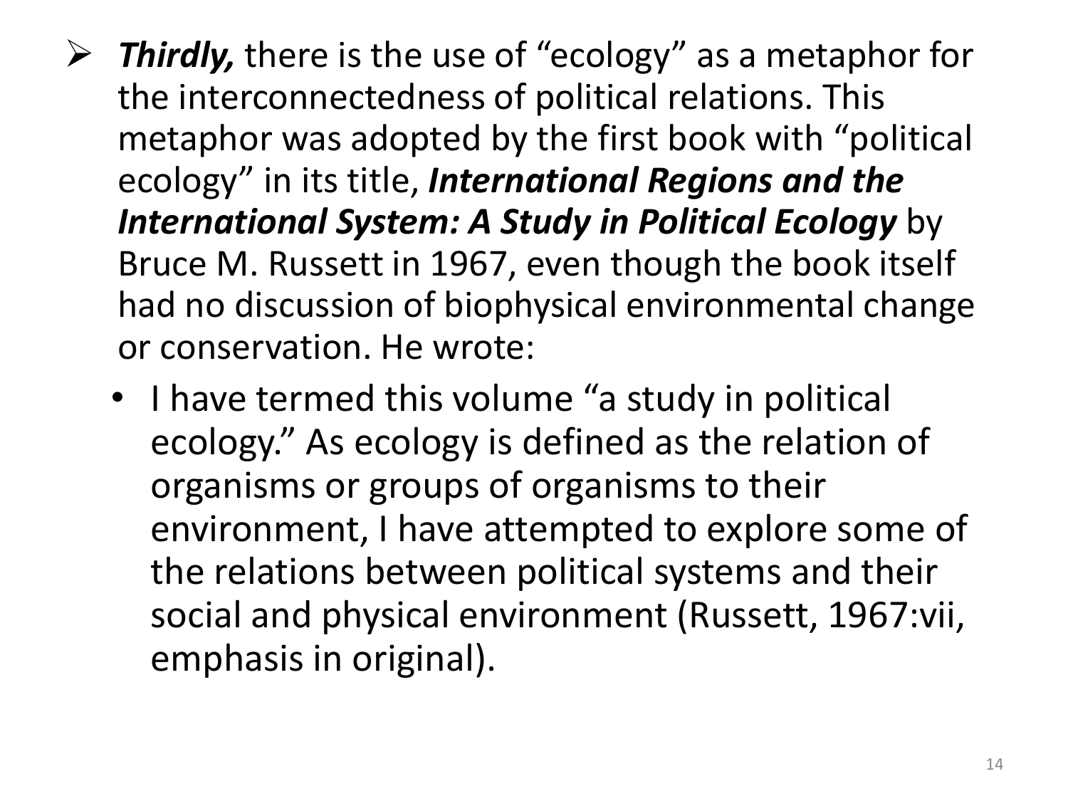- ***Thirdly,*** there is the use of "ecology" as a metaphor for the interconnectedness of political relations. This metaphor was adopted by the first book with "political ecology" in its title, ***International Regions and the International System: A Study in Political Ecology*** by Bruce M. Russett in 1967, even though the book itself had no discussion of biophysical environmental change or conservation. He wrote:
  - I have termed this volume "a study in political ecology." As ecology is defined as the relation of organisms or groups of organisms to their environment, I have attempted to explore some of the relations between political systems and their social and physical environment (Russett, 1967:vii, emphasis in original).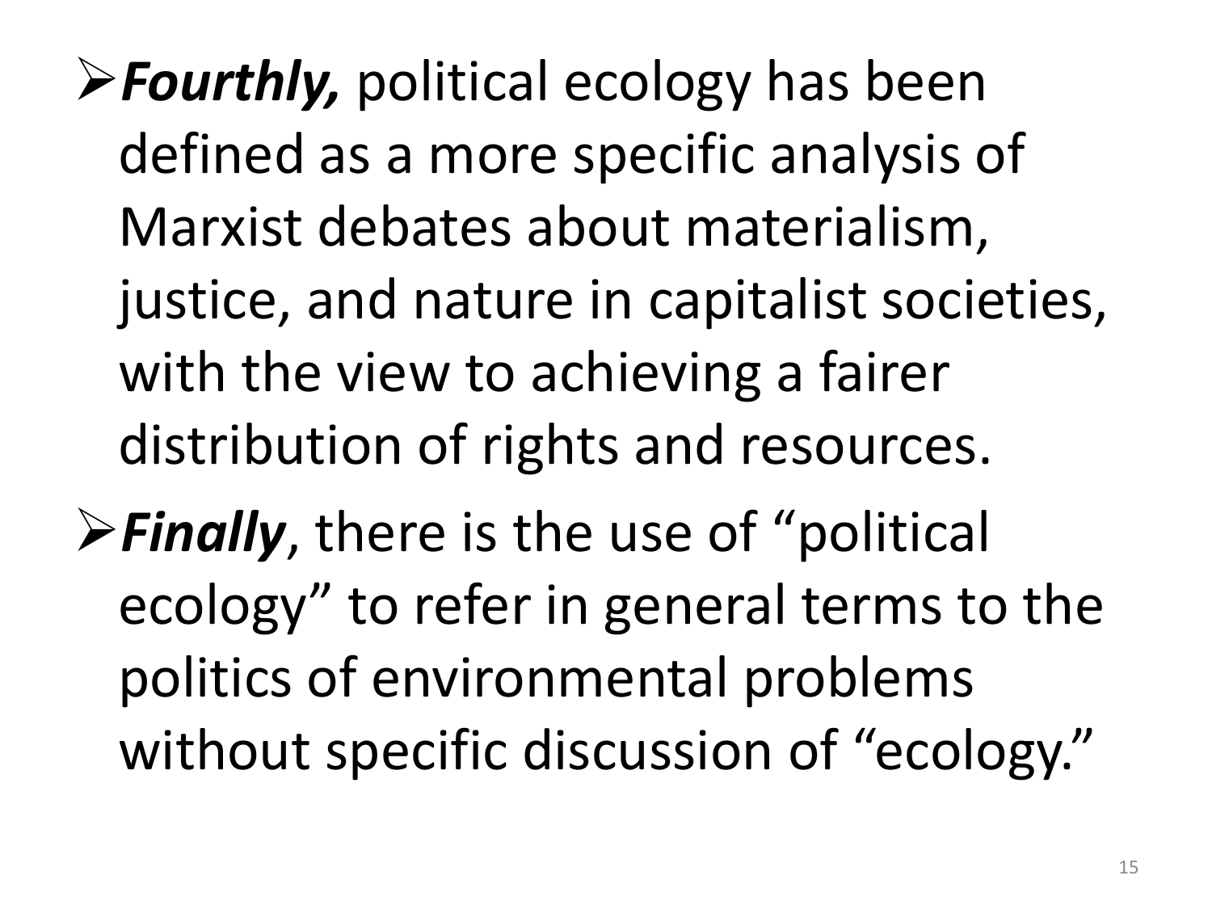- ***Fourthly,*** political ecology has been defined as a more specific analysis of Marxist debates about materialism, justice, and nature in capitalist societies, with the view to achieving a fairer distribution of rights and resources.
- ***Finally***, there is the use of "political ecology" to refer in general terms to the politics of environmental problems without specific discussion of "ecology."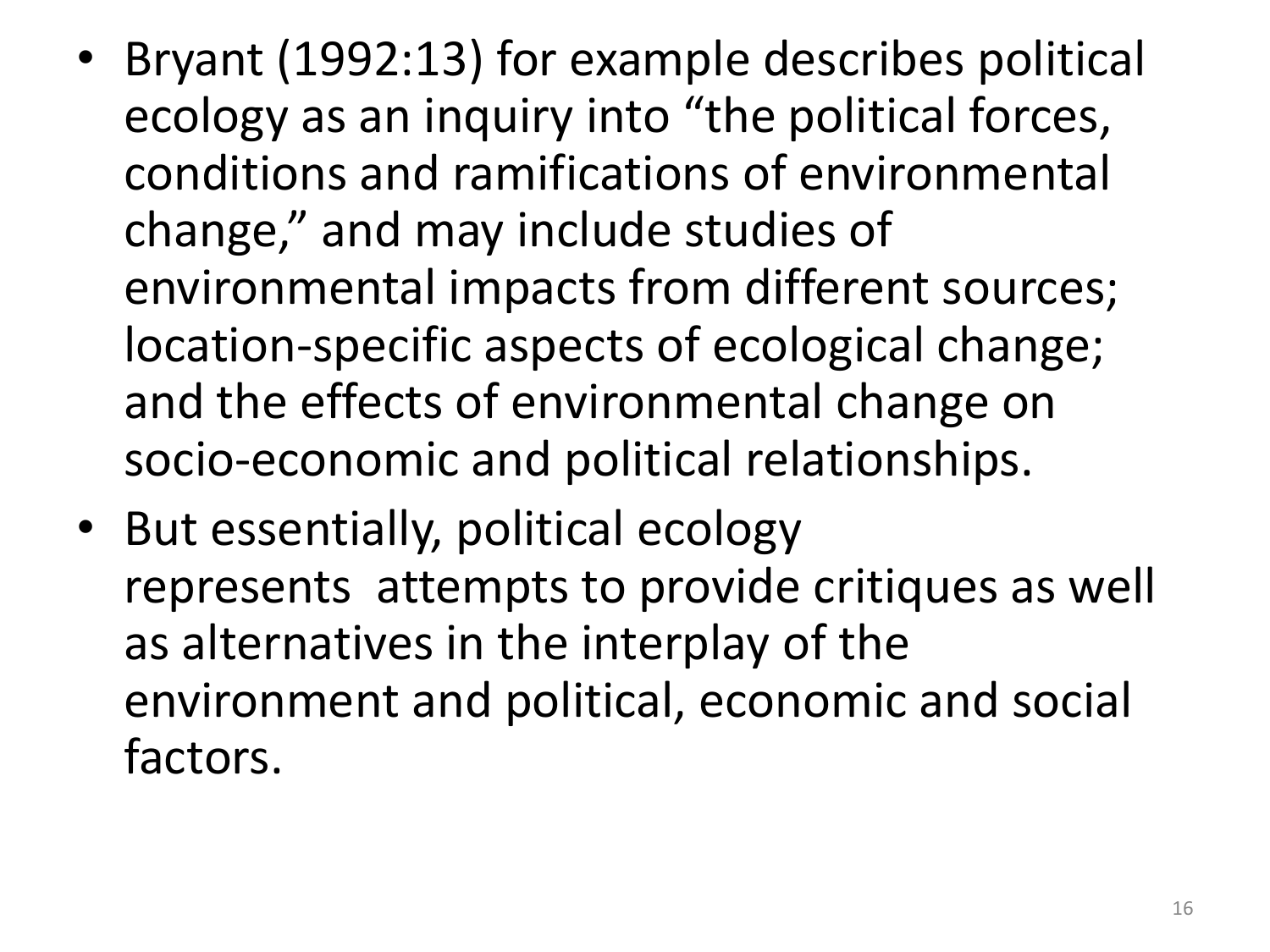- Bryant (1992:13) for example describes political ecology as an inquiry into "the political forces, conditions and ramifications of environmental change," and may include studies of environmental impacts from different sources; location-specific aspects of ecological change; and the effects of environmental change on socio-economic and political relationships.
- But essentially, political ecology represents attempts to provide critiques as well as alternatives in the interplay of the environment and political, economic and social factors.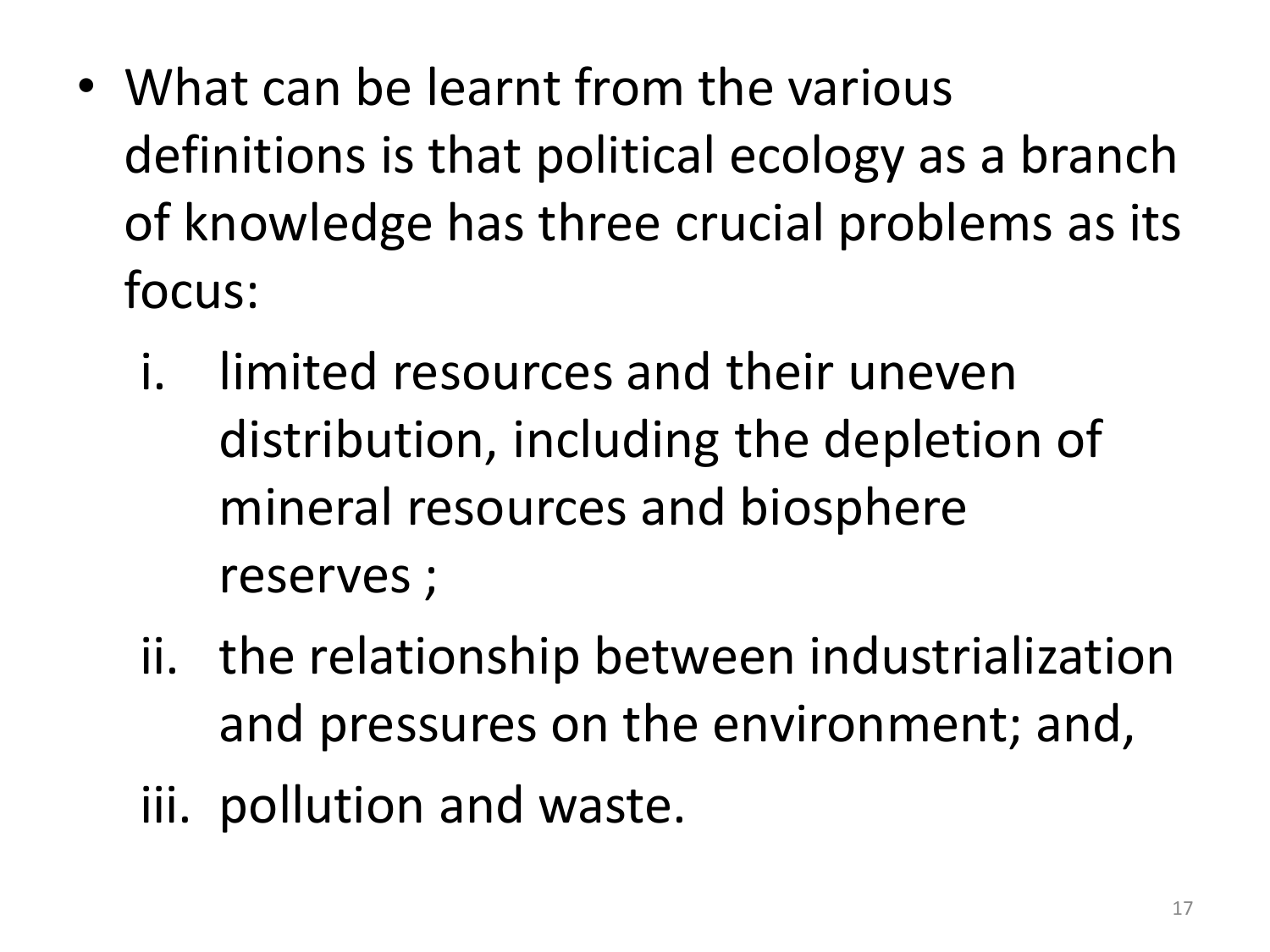- What can be learnt from the various definitions is that political ecology as a branch of knowledge has three crucial problems as its focus:
    i. limited resources and their uneven distribution, including the depletion of mineral resources and biosphere reserves ;
    ii. the relationship between industrialization and pressures on the environment; and,
    iii. pollution and waste.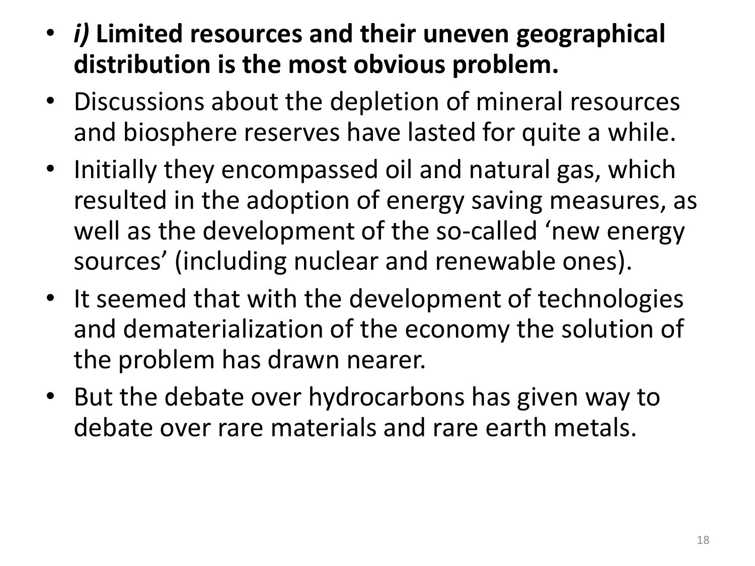- ***i)* Limited resources and their uneven geographical distribution is the most obvious problem.**
- Discussions about the depletion of mineral resources and biosphere reserves have lasted for quite a while.
- Initially they encompassed oil and natural gas, which resulted in the adoption of energy saving measures, as well as the development of the so-called 'new energy sources' (including nuclear and renewable ones).
- It seemed that with the development of technologies and dematerialization of the economy the solution of the problem has drawn nearer.
- But the debate over hydrocarbons has given way to debate over rare materials and rare earth metals.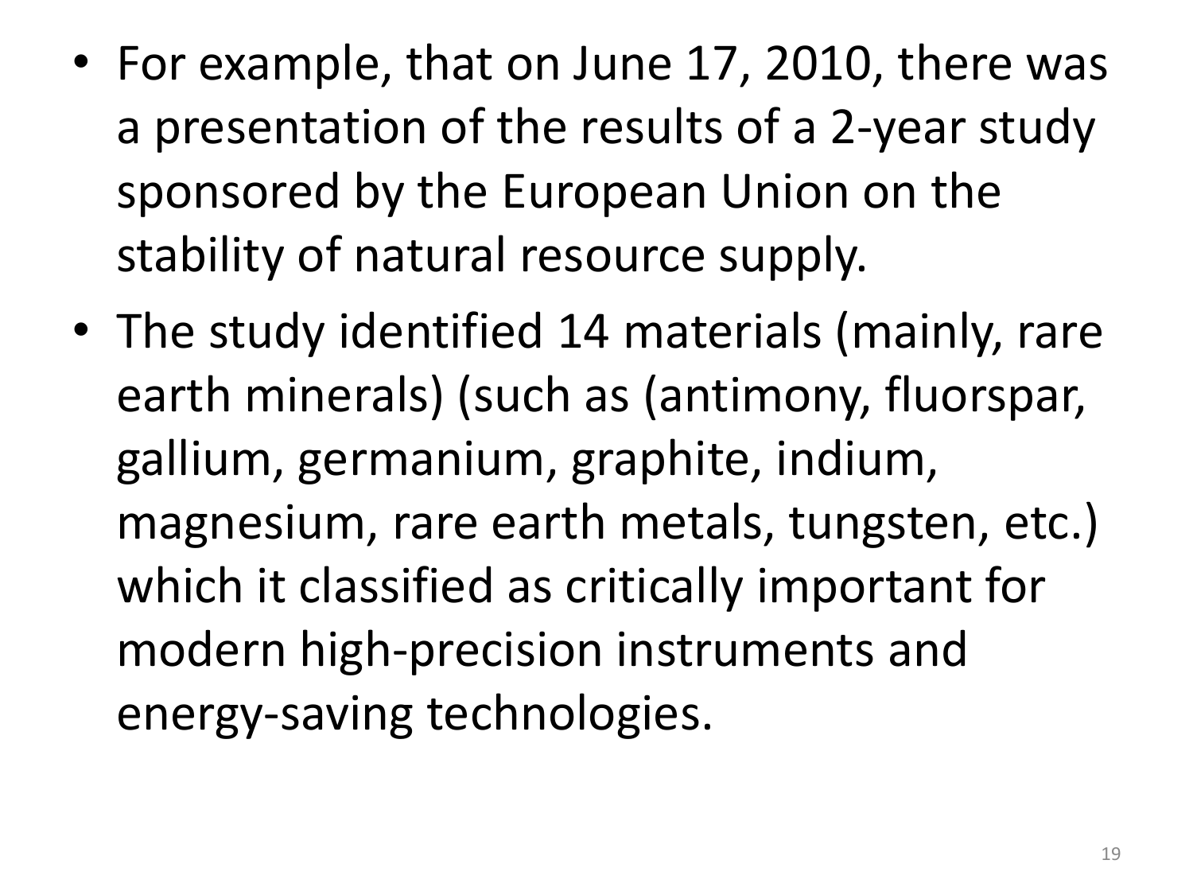- For example, that on June 17, 2010, there was a presentation of the results of a 2-year study sponsored by the European Union on the stability of natural resource supply.
- The study identified 14 materials (mainly, rare earth minerals) (such as (antimony, fluorspar, gallium, germanium, graphite, indium, magnesium, rare earth metals, tungsten, etc.) which it classified as critically important for modern high-precision instruments and energy-saving technologies.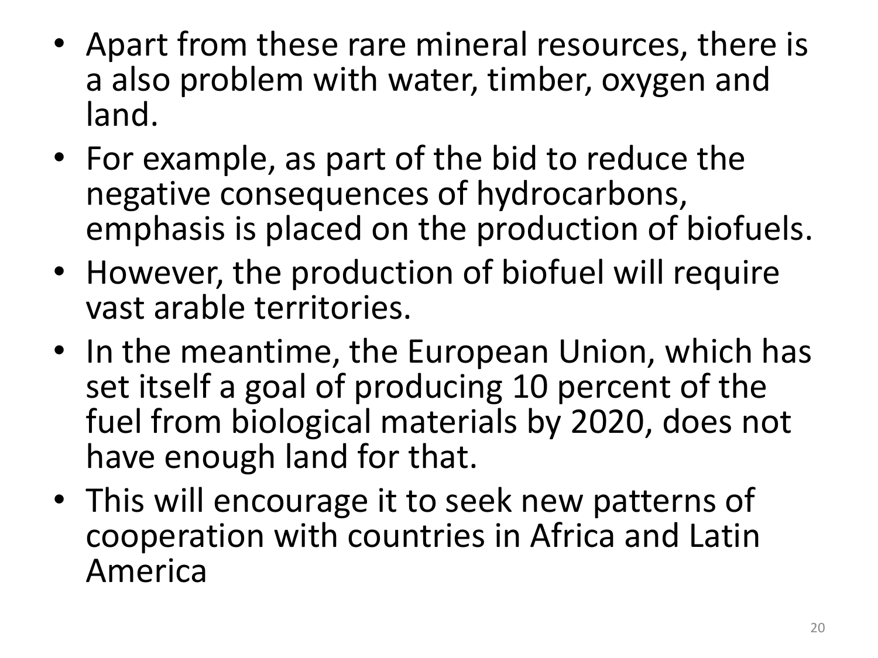- Apart from these rare mineral resources, there is a also problem with water, timber, oxygen and land.
- For example, as part of the bid to reduce the negative consequences of hydrocarbons, emphasis is placed on the production of biofuels.
- However, the production of biofuel will require vast arable territories.
- In the meantime, the European Union, which has set itself a goal of producing 10 percent of the fuel from biological materials by 2020, does not have enough land for that.
- This will encourage it to seek new patterns of cooperation with countries in Africa and Latin America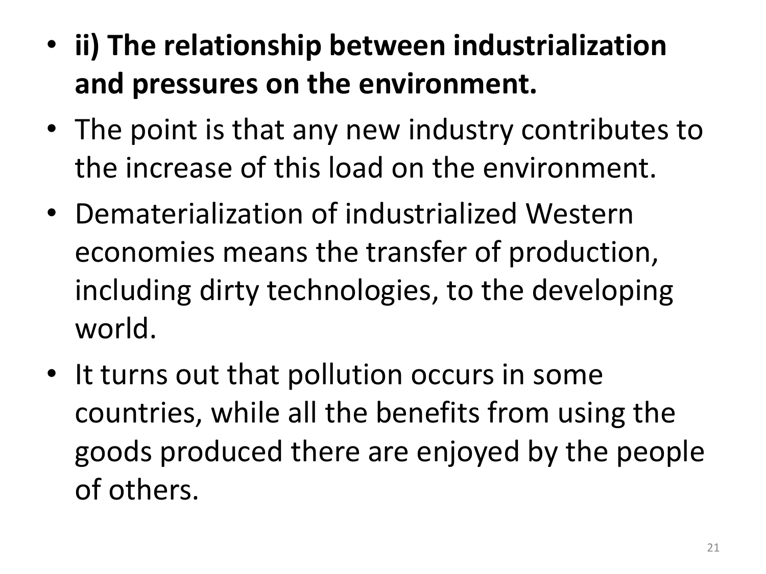- **ii) The relationship between industrialization and pressures on the environment.**
- The point is that any new industry contributes to the increase of this load on the environment.
- Dematerialization of industrialized Western economies means the transfer of production, including dirty technologies, to the developing world.
- It turns out that pollution occurs in some countries, while all the benefits from using the goods produced there are enjoyed by the people of others.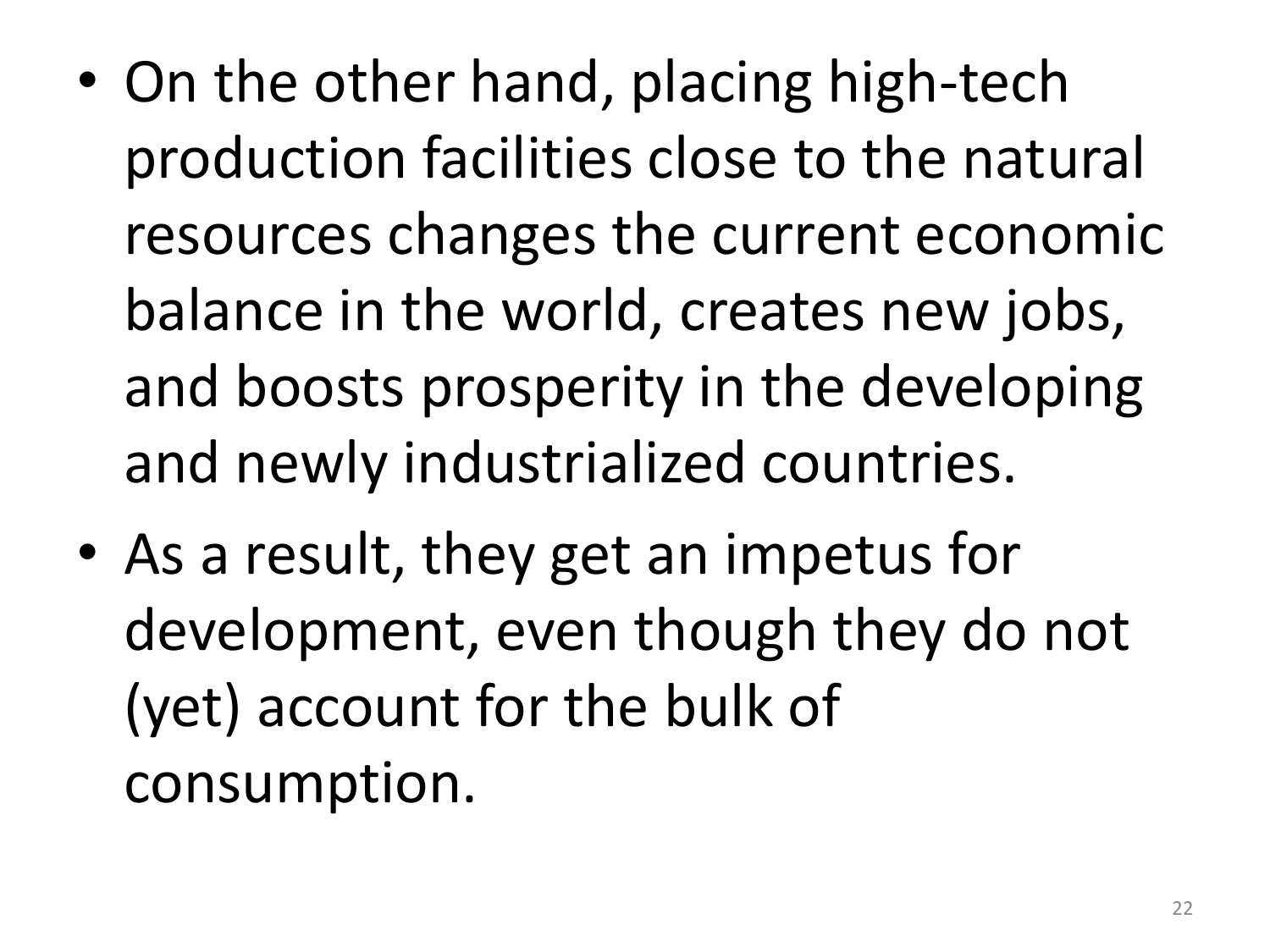- On the other hand, placing high-tech production facilities close to the natural resources changes the current economic balance in the world, creates new jobs, and boosts prosperity in the developing and newly industrialized countries.
- As a result, they get an impetus for development, even though they do not (yet) account for the bulk of consumption.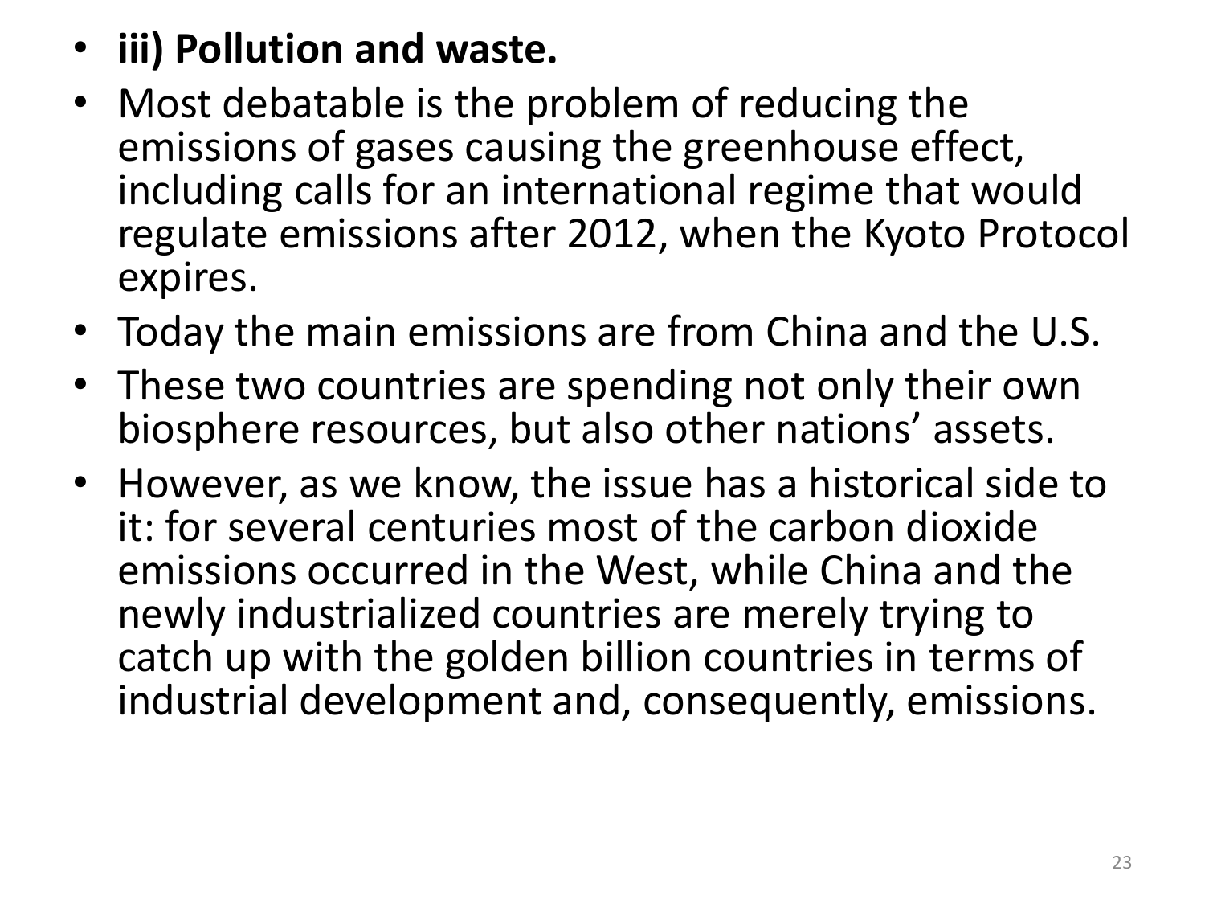- **iii) Pollution and waste.**
- Most debatable is the problem of reducing the emissions of gases causing the greenhouse effect, including calls for an international regime that would regulate emissions after 2012, when the Kyoto Protocol expires.
- Today the main emissions are from China and the U.S.
- These two countries are spending not only their own biosphere resources, but also other nations' assets.
- However, as we know, the issue has a historical side to it: for several centuries most of the carbon dioxide emissions occurred in the West, while China and the newly industrialized countries are merely trying to catch up with the golden billion countries in terms of industrial development and, consequently, emissions.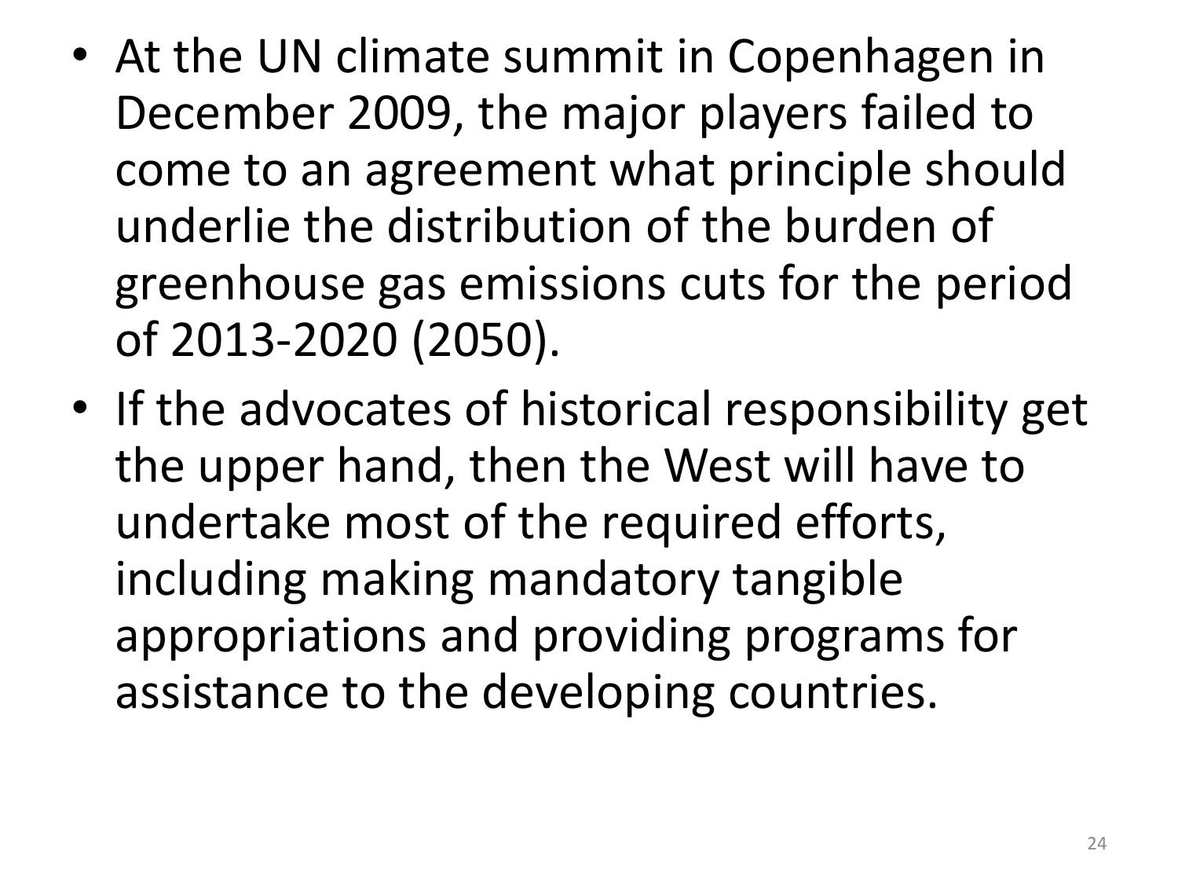- At the UN climate summit in Copenhagen in December 2009, the major players failed to come to an agreement what principle should underlie the distribution of the burden of greenhouse gas emissions cuts for the period of 2013-2020 (2050).
- If the advocates of historical responsibility get the upper hand, then the West will have to undertake most of the required efforts, including making mandatory tangible appropriations and providing programs for assistance to the developing countries.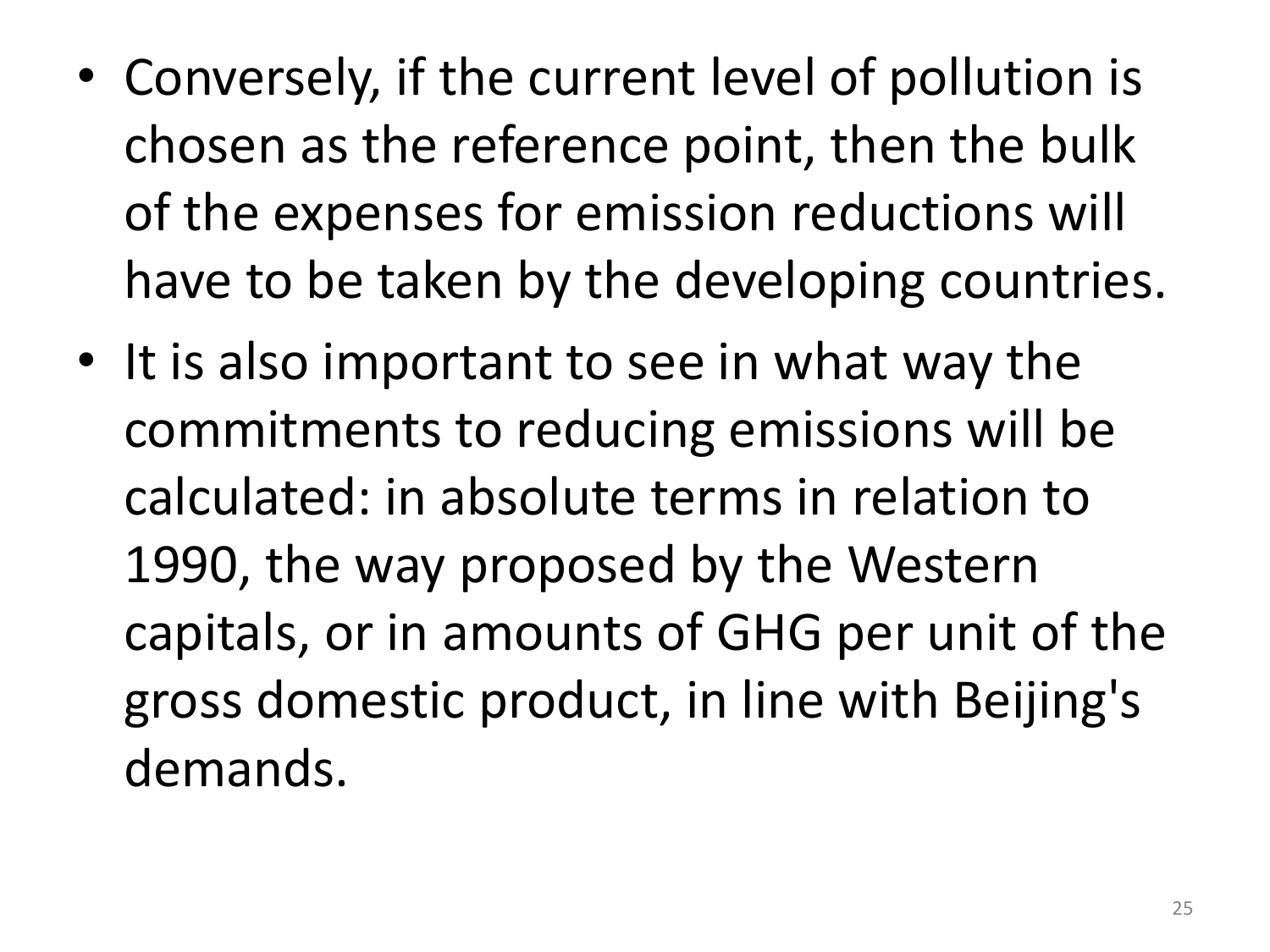- Conversely, if the current level of pollution is chosen as the reference point, then the bulk of the expenses for emission reductions will have to be taken by the developing countries.
- It is also important to see in what way the commitments to reducing emissions will be calculated: in absolute terms in relation to 1990, the way proposed by the Western capitals, or in amounts of GHG per unit of the gross domestic product, in line with Beijing's demands.